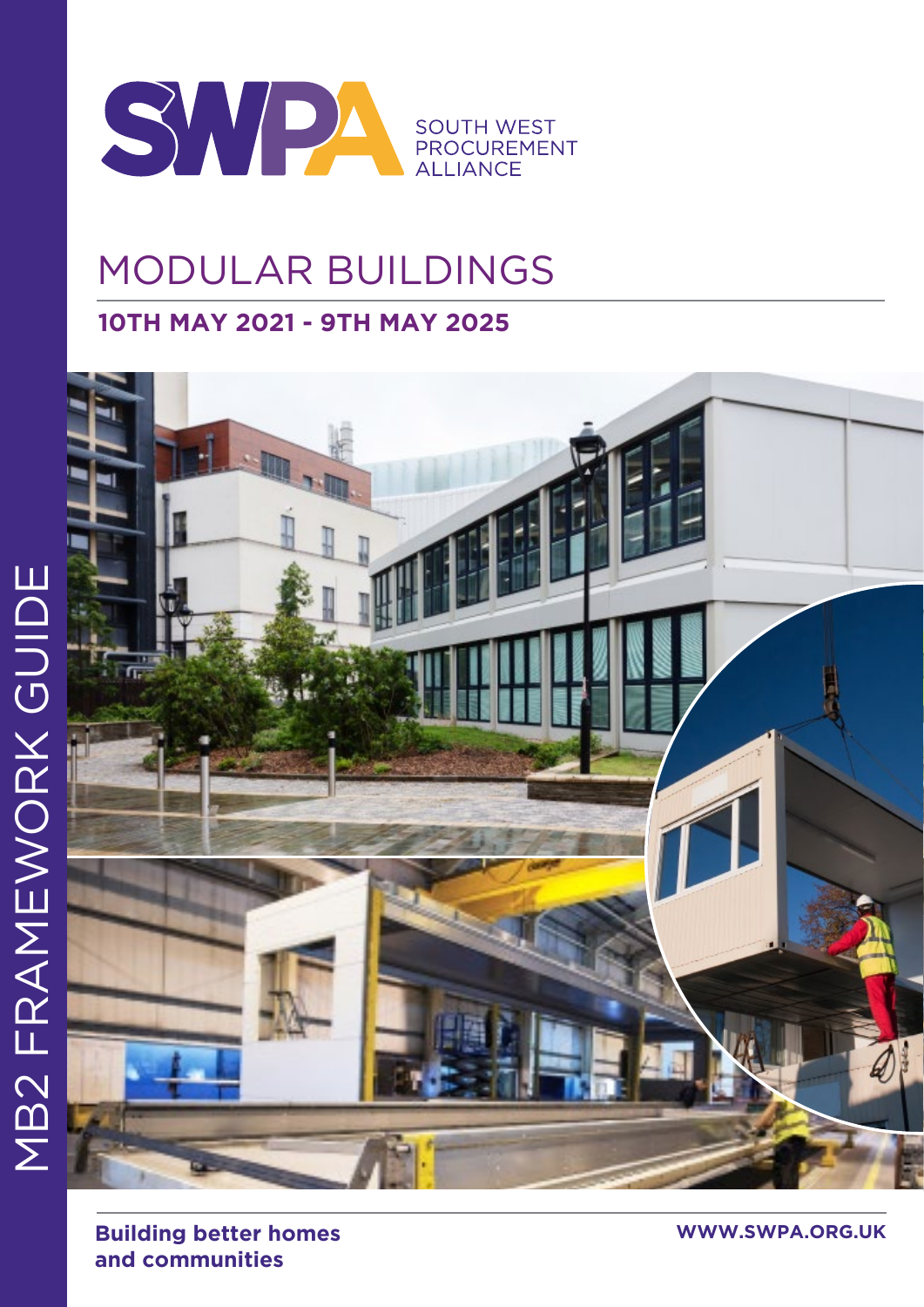SWPA

SOUTH WEST PROCUREMENT ALLIANCE

# MODULAR BUILDINGS

## 10TH MAY 2021 - 9TH MAY 2025

MB2 FRAMEWORK GUIDE

**Building better homes and communities**

**WWW.SWPA.ORG.UK**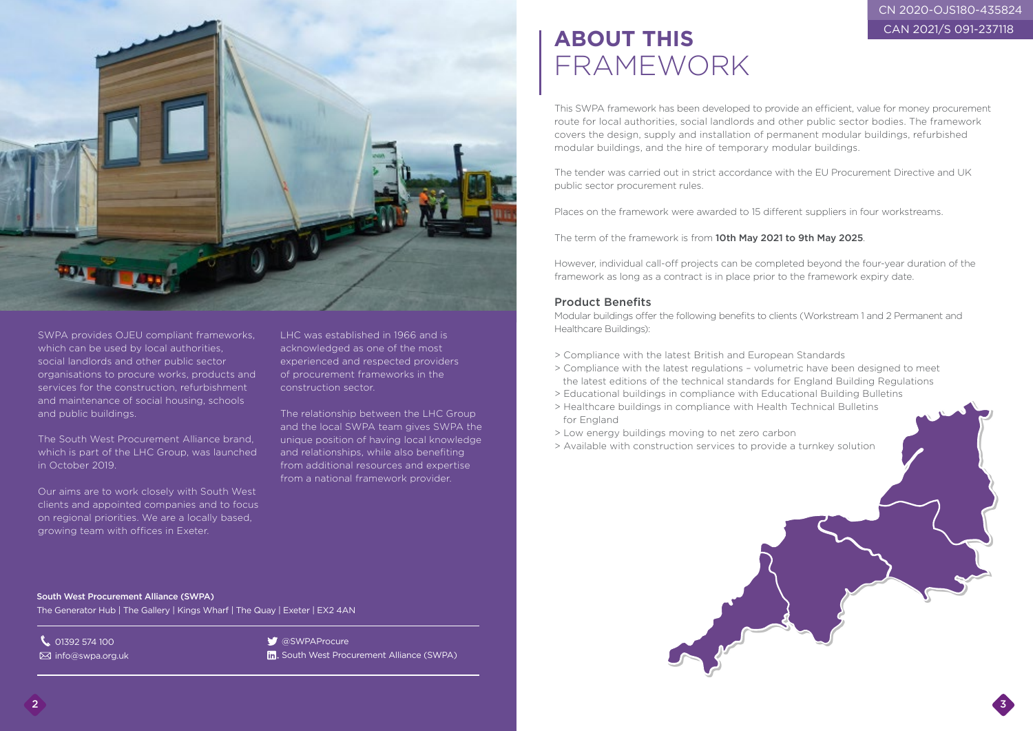SWPA provides OJEU compliant frameworks, which can be used by local authorities, social landlords and other public sector organisations to procure works, products and services for the construction, refurbishment and maintenance of social housing, schools and public buildings.

The South West Procurement Alliance brand, which is part of the LHC Group, was launched in October 2019.

Our aims are to work closely with South West clients and appointed companies and to focus on regional priorities. We are a locally based, growing team with offices in Exeter.

LHC was established in 1966 and is acknowledged as one of the most experienced and respected providers of procurement frameworks in the construction sector.

The relationship between the LHC Group and the local SWPA team gives SWPA the unique position of having local knowledge and relationships, while also benefiting from additional resources and expertise from a national framework provider.

**South West Procurement Alliance (SWPA)**
The Generator Hub | The Gallery | Kings Wharf | The Quay | Exeter | EX2 4AN

01392 574 100
info@swpa.org.uk
@SWPAProcure
South West Procurement Alliance (SWPA)

CN 2020-OJS180-435824
CAN 2021/S 091-237118

# ABOUT THIS FRAMEWORK

This SWPA framework has been developed to provide an efficient, value for money procurement route for local authorities, social landlords and other public sector bodies. The framework covers the design, supply and installation of permanent modular buildings, refurbished modular buildings, and the hire of temporary modular buildings.

The tender was carried out in strict accordance with the EU Procurement Directive and UK public sector procurement rules.

Places on the framework were awarded to 15 different suppliers in four workstreams.

The term of the framework is from **10th May 2021 to 9th May 2025**.

However, individual call-off projects can be completed beyond the four-year duration of the framework as long as a contract is in place prior to the framework expiry date.

## Product Benefits

Modular buildings offer the following benefits to clients (Workstream 1 and 2 Permanent and Healthcare Buildings):

> Compliance with the latest British and European Standards
> Compliance with the latest regulations – volumetric have been designed to meet the latest editions of the technical standards for England Building Regulations
> Educational buildings in compliance with Educational Building Bulletins
> Healthcare buildings in compliance with Health Technical Bulletins for England
> Low energy buildings moving to net zero carbon
> Available with construction services to provide a turnkey solution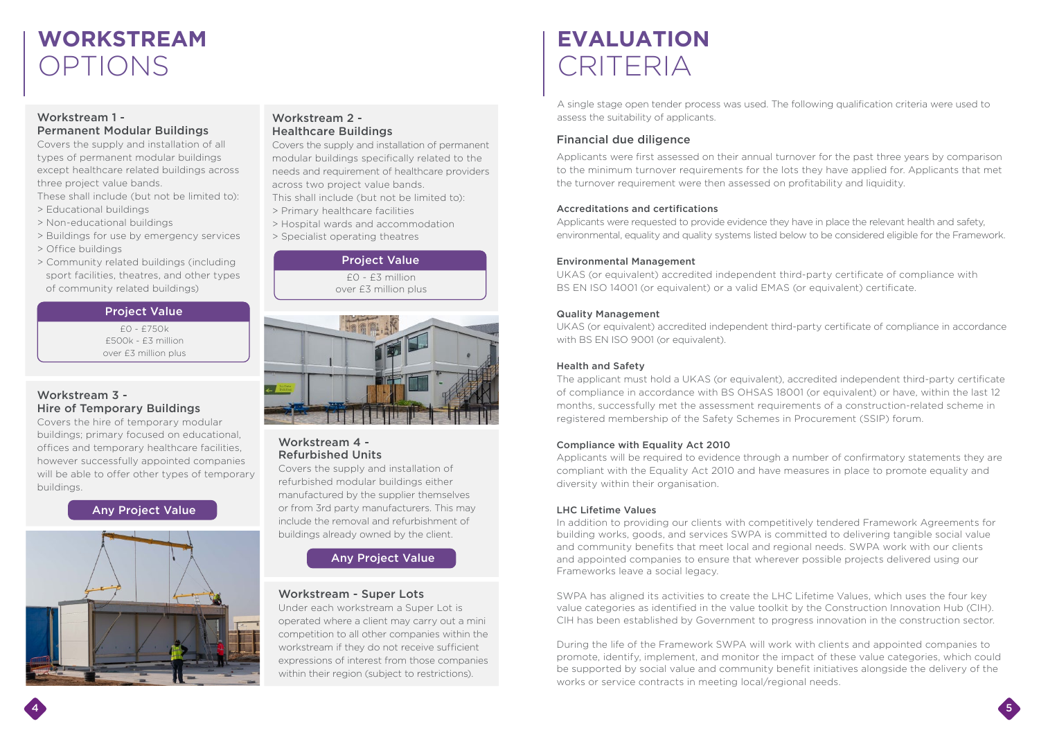# WORKSTREAM OPTIONS

### Workstream 1 - Permanent Modular Buildings

Covers the supply and installation of all types of permanent modular buildings except healthcare related buildings across three project value bands.

These shall include (but not be limited to):

> Educational buildings
> Non-educational buildings
> Buildings for use by emergency services
> Office buildings
> Community related buildings (including sport facilities, theatres, and other types of community related buildings)

| Project Value |
| --- |
| £0 - £750k |
| £500k - £3 million |
| over £3 million plus |

### Workstream 2 - Healthcare Buildings

Covers the supply and installation of permanent modular buildings specifically related to the needs and requirement of healthcare providers across two project value bands.

This shall include (but not be limited to):

> Primary healthcare facilities
> Hospital wards and accommodation
> Specialist operating theatres

| Project Value |
| --- |
| £0 - £3 million |
| over £3 million plus |

### Workstream 3 - Hire of Temporary Buildings

Covers the hire of temporary modular buildings; primary focused on educational, offices and temporary healthcare facilities, however successfully appointed companies will be able to offer other types of temporary buildings.

**Any Project Value**

### Workstream 4 - Refurbished Units

Covers the supply and installation of refurbished modular buildings either manufactured by the supplier themselves or from 3rd party manufacturers. This may include the removal and refurbishment of buildings already owned by the client.

**Any Project Value**

### Workstream - Super Lots

Under each workstream a Super Lot is operated where a client may carry out a mini competition to all other companies within the workstream if they do not receive sufficient expressions of interest from those companies within their region (subject to restrictions).

# EVALUATION CRITERIA

A single stage open tender process was used. The following qualification criteria were used to assess the suitability of applicants.

## Financial due diligence

Applicants were first assessed on their annual turnover for the past three years by comparison to the minimum turnover requirements for the lots they have applied for. Applicants that met the turnover requirement were then assessed on profitability and liquidity.

### Accreditations and certifications

Applicants were requested to provide evidence they have in place the relevant health and safety, environmental, equality and quality systems listed below to be considered eligible for the Framework.

### Environmental Management

UKAS (or equivalent) accredited independent third-party certificate of compliance with BS EN ISO 14001 (or equivalent) or a valid EMAS (or equivalent) certificate.

### Quality Management

UKAS (or equivalent) accredited independent third-party certificate of compliance in accordance with BS EN ISO 9001 (or equivalent).

### Health and Safety

The applicant must hold a UKAS (or equivalent), accredited independent third-party certificate of compliance in accordance with BS OHSAS 18001 (or equivalent) or have, within the last 12 months, successfully met the assessment requirements of a construction-related scheme in registered membership of the Safety Schemes in Procurement (SSIP) forum.

### Compliance with Equality Act 2010

Applicants will be required to evidence through a number of confirmatory statements they are compliant with the Equality Act 2010 and have measures in place to promote equality and diversity within their organisation.

### LHC Lifetime Values

In addition to providing our clients with competitively tendered Framework Agreements for building works, goods, and services SWPA is committed to delivering tangible social value and community benefits that meet local and regional needs. SWPA work with our clients and appointed companies to ensure that wherever possible projects delivered using our Frameworks leave a social legacy.

SWPA has aligned its activities to create the LHC Lifetime Values, which uses the four key value categories as identified in the value toolkit by the Construction Innovation Hub (CIH). CIH has been established by Government to progress innovation in the construction sector.

During the life of the Framework SWPA will work with clients and appointed companies to promote, identify, implement, and monitor the impact of these value categories, which could be supported by social value and community benefit initiatives alongside the delivery of the works or service contracts in meeting local/regional needs.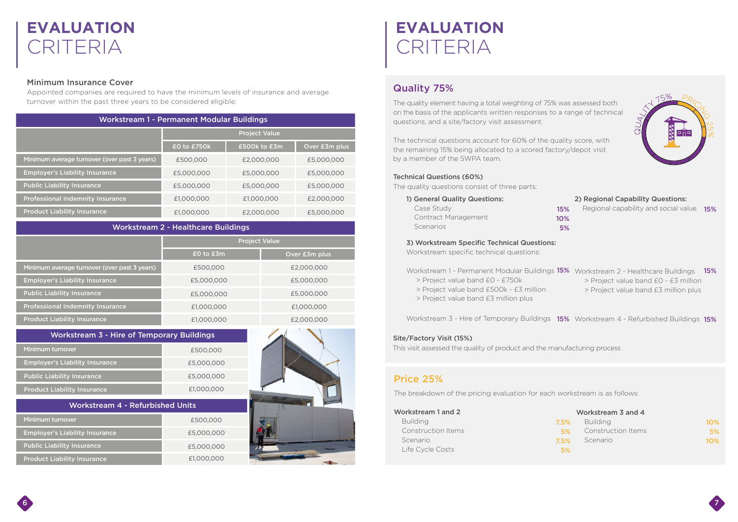# EVALUATION CRITERIA

## Minimum Insurance Cover

Appointed companies are required to have the minimum levels of insurance and average turnover within the past three years to be considered eligible:

**Workstream 1 - Permanent Modular Buildings**

| | Project Value | | |
|---|---|---|---|
| | £0 to £750k | £500k to £3m | Over £3m plus |
| Minimum average turnover (over past 3 years) | £500,000 | £2,000,000 | £5,000,000 |
| Employer's Liability Insurance | £5,000,000 | £5,000,000 | £5,000,000 |
| Public Liability Insurance | £5,000,000 | £5,000,000 | £5,000,000 |
| Professional Indemnity Insurance | £1,000,000 | £1,000,000 | £2,000,000 |
| Product Liability Insurance | £1,000,000 | £2,000,000 | £5,000,000 |

**Workstream 2 - Healthcare Buildings**

| | Project Value | |
|---|---|---|
| | £0 to £3m | Over £3m plus |
| Minimum average turnover (over past 3 years) | £500,000 | £2,000,000 |
| Employer's Liability Insurance | £5,000,000 | £5,000,000 |
| Public Liability Insurance | £5,000,000 | £5,000,000 |
| Professional Indemnity Insurance | £1,000,000 | £1,000,000 |
| Product Liability Insurance | £1,000,000 | £2,000,000 |

**Workstream 3 - Hire of Temporary Buildings**

| | |
|---|---|
| Minimum turnover | £500,000 |
| Employer's Liability Insurance | £5,000,000 |
| Public Liability Insurance | £5,000,000 |
| Product Liability Insurance | £1,000,000 |

**Workstream 4 - Refurbished Units**

| | |
|---|---|
| Minimum turnover | £500,000 |
| Employer's Liability Insurance | £5,000,000 |
| Public Liability Insurance | £5,000,000 |
| Product Liability Insurance | £1,000,000 |

# EVALUATION CRITERIA

## Quality 75%

The quality element having a total weighting of 75% was assessed both on the basis of the applicants written responses to a range of technical questions, and a site/factory visit assessment.

The technical questions account for 60% of the quality score, with the remaining 15% being allocated to a scored factory/depot visit by a member of the SWPA team.

### Technical Questions (60%)

The quality questions consist of three parts:

**1) General Quality Questions:**

- Case Study 15%
- Contract Management 10%
- Scenarios 5%

**2) Regional Capability Questions:**

- Regional capability and social value 15%

**3) Workstream Specific Technical Questions:**

Workstream specific technical questions:

- Workstream 1 - Permanent Modular Buildings 15%
  - > Project value band £0 - £750k
  - > Project value band £500k - £3 million
  - > Project value band £3 million plus
- Workstream 2 - Healthcare Buildings 15%
  - > Project value band £0 - £3 million
  - > Project value band £3 million plus
- Workstream 3 - Hire of Temporary Buildings 15%
- Workstream 4 - Refurbished Buildings 15%

### Site/Factory Visit (15%)

This visit assessed the quality of product and the manufacturing process

## Price 25%

The breakdown of the pricing evaluation for each workstream is as follows:

**Workstream 1 and 2**

- Building 7.5%
- Construction Items 5%
- Scenario 7.5%
- Life Cycle Costs 5%

**Workstream 3 and 4**

- Building 10%
- Construction Items 5%
- Scenario 10%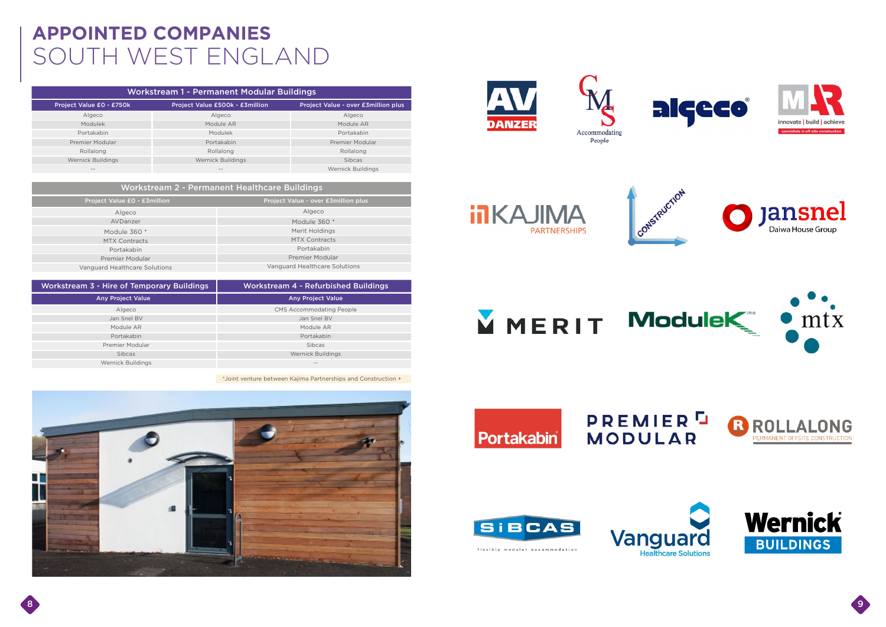# APPOINTED COMPANIES
## SOUTH WEST ENGLAND

| Workstream 1 - Permanent Modular Buildings | | |
|---|---|---|
| **Project Value £0 - £750k** | **Project Value £500k - £3million** | **Project Value - over £3million plus** |
| Algeco | Algeco | Algeco |
| Modulek | Module AR | Module AR |
| Portakabin | Modulek | Portakabin |
| Premier Modular | Portakabin | Premier Modular |
| Rollalong | Rollalong | Rollalong |
| Wernick Buildings | Wernick Buildings | Sibcas |
| -- | -- | Wernick Buildings |

| Workstream 2 - Permanent Healthcare Buildings | |
|---|---|
| **Project Value £0 - £3million** | **Project Value - over £3million plus** |
| Algeco | Algeco |
| AVDanzer | Module 360 * |
| Module 360 * | Merit Holdings |
| MTX Contracts | MTX Contracts |
| Portakabin | Portakabin |
| Premier Modular | Premier Modular |
| Vanguard Healthcare Solutions | Vanguard Healthcare Solutions |

| Workstream 3 - Hire of Temporary Buildings | Workstream 4 - Refurbished Buildings |
|---|---|
| **Any Project Value** | **Any Project Value** |
| Algeco | CMS Accommodating People |
| Jan Snel BV | Jan Snel BV |
| Module AR | Module AR |
| Portakabin | Portakabin |
| Premier Modular | Sibcas |
| Sibcas | Wernick Buildings |
| Wernick Buildings | -- |

*Joint venture between Kajima Partnerships and Construction +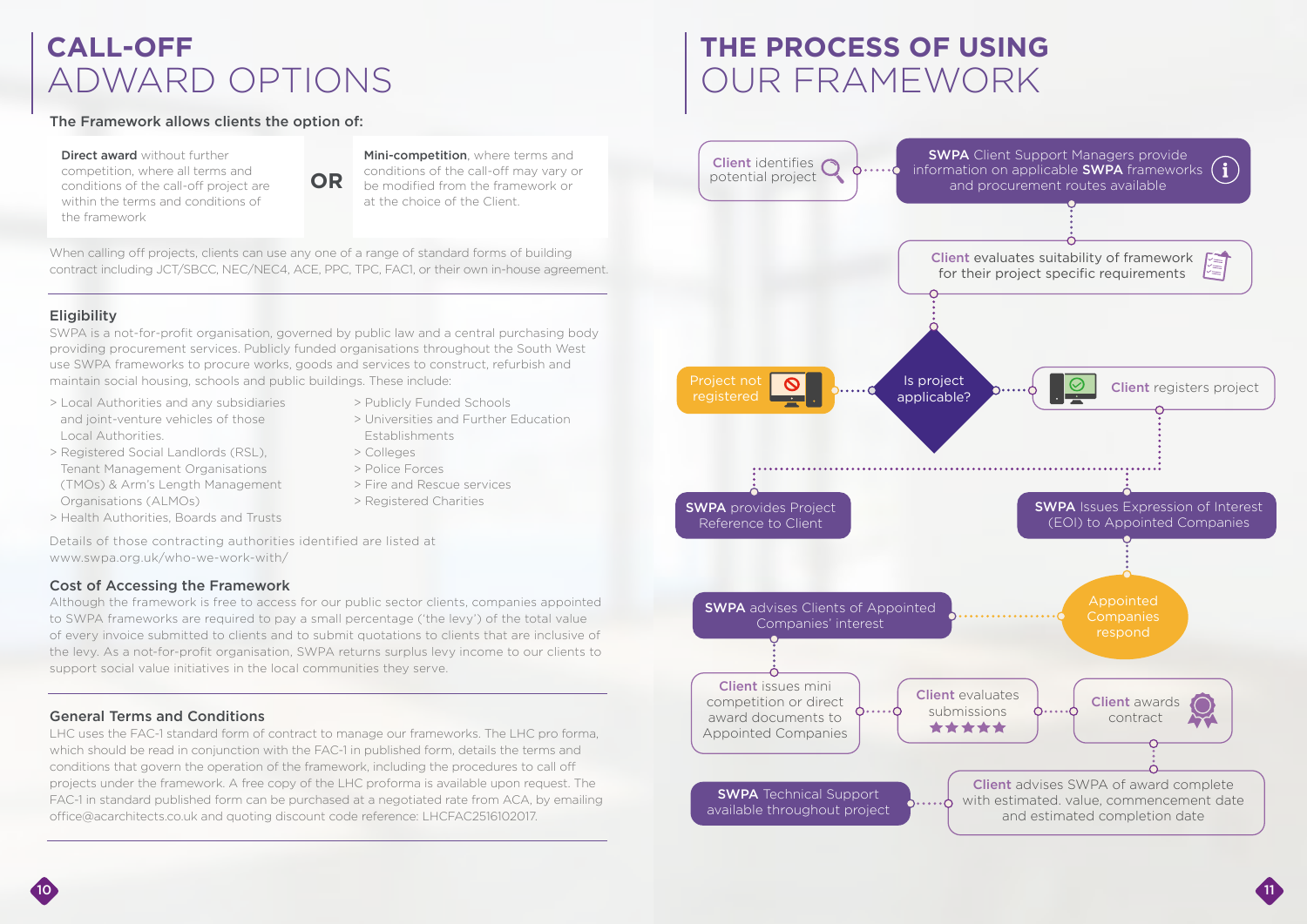# CALL-OFF ADWARD OPTIONS

**The Framework allows clients the option of:**

**Direct award** without further competition, where all terms and conditions of the call-off project are within the terms and conditions of the framework

**OR**

**Mini-competition**, where terms and conditions of the call-off may vary or be modified from the framework or at the choice of the Client.

When calling off projects, clients can use any one of a range of standard forms of building contract including JCT/SBCC, NEC/NEC4, ACE, PPC, TPC, FAC1, or their own in-house agreement.

## Eligibility

SWPA is a not-for-profit organisation, governed by public law and a central purchasing body providing procurement services. Publicly funded organisations throughout the South West use SWPA frameworks to procure works, goods and services to construct, refurbish and maintain social housing, schools and public buildings. These include:

- Local Authorities and any subsidiaries and joint-venture vehicles of those Local Authorities.
- Registered Social Landlords (RSL), Tenant Management Organisations (TMOs) & Arm's Length Management Organisations (ALMOs)
- Health Authorities, Boards and Trusts
- Publicly Funded Schools
- Universities and Further Education Establishments
- Colleges
- Police Forces
- Fire and Rescue services
- Registered Charities

Details of those contracting authorities identified are listed at www.swpa.org.uk/who-we-work-with/

## Cost of Accessing the Framework

Although the framework is free to access for our public sector clients, companies appointed to SWPA frameworks are required to pay a small percentage ('the levy') of the total value of every invoice submitted to clients and to submit quotations to clients that are inclusive of the levy. As a not-for-profit organisation, SWPA returns surplus levy income to our clients to support social value initiatives in the local communities they serve.

## General Terms and Conditions

LHC uses the FAC-1 standard form of contract to manage our frameworks. The LHC pro forma, which should be read in conjunction with the FAC-1 in published form, details the terms and conditions that govern the operation of the framework, including the procedures to call off projects under the framework. A free copy of the LHC proforma is available upon request. The FAC-1 in standard published form can be purchased at a negotiated rate from ACA, by emailing office@acarchitects.co.uk and quoting discount code reference: LHCFAC2516102017.

# THE PROCESS OF USING OUR FRAMEWORK

1. **Client** identifies potential project
2. **SWPA** Client Support Managers provide information on applicable **SWPA** frameworks and procurement routes available
3. **Client** evaluates suitability of framework for their project specific requirements
4. Is project applicable?
   - No: Project not registered
   - Yes: **Client** registers project
5. **SWPA** provides Project Reference to Client
6. **SWPA** Issues Expression of Interest (EOI) to Appointed Companies
7. Appointed Companies respond
8. **SWPA** advises Clients of Appointed Companies' interest
9. **Client** issues mini competition or direct award documents to Appointed Companies
10. **Client** evaluates submissions
11. **Client** awards contract
12. **Client** advises SWPA of award complete with estimated. value, commencement date and estimated completion date
13. **SWPA** Technical Support available throughout project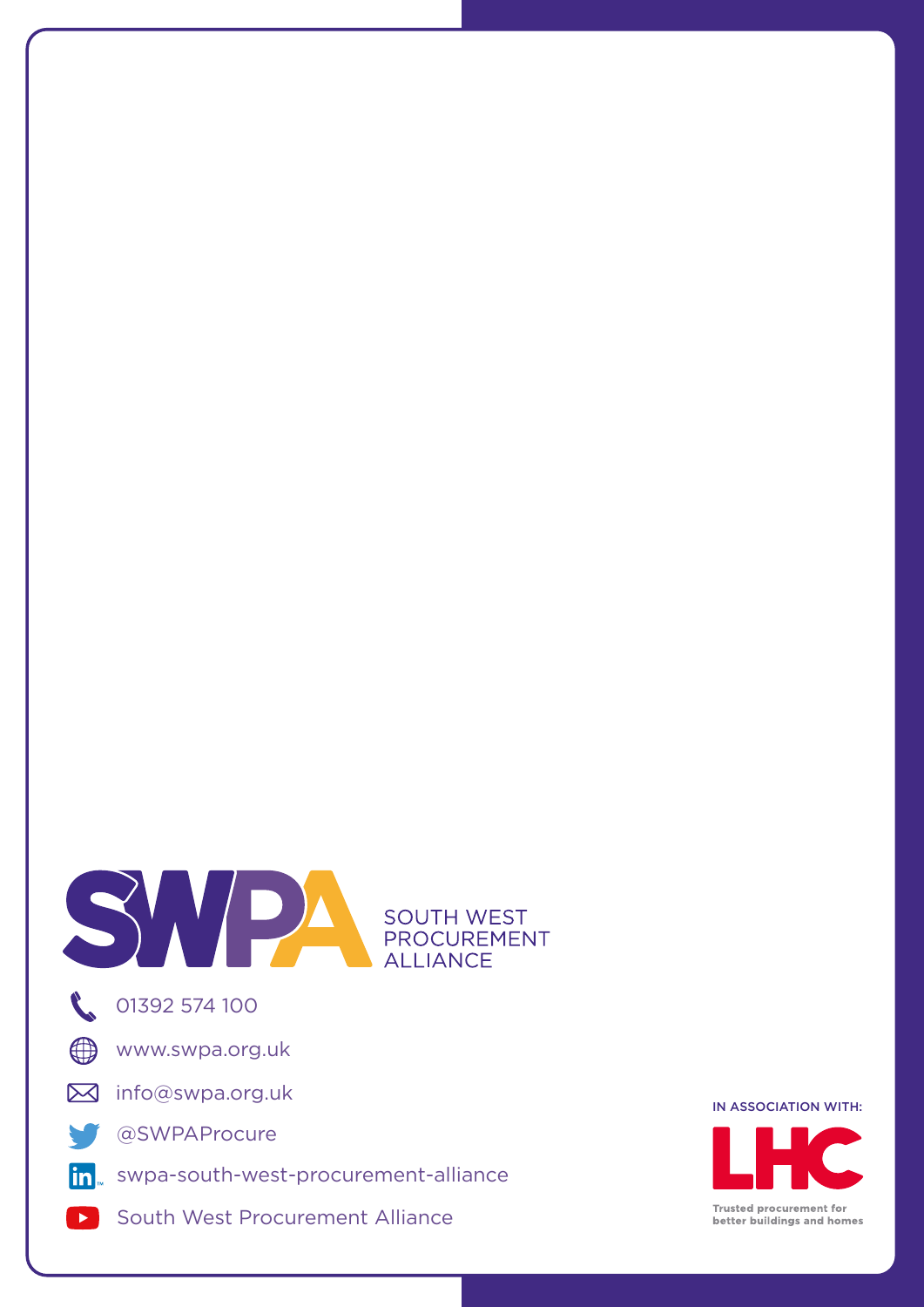SWPA

SOUTH WEST PROCUREMENT ALLIANCE

01392 574 100

www.swpa.org.uk

info@swpa.org.uk

@SWPAProcure

swpa-south-west-procurement-alliance

South West Procurement Alliance

IN ASSOCIATION WITH:

LHC

Trusted procurement for better buildings and homes